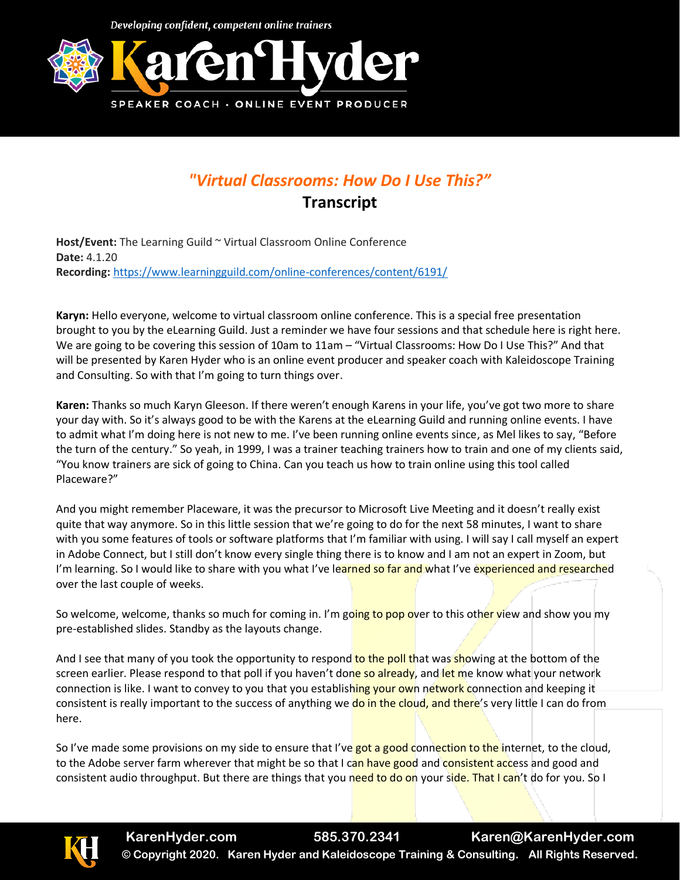# *"Virtual Classrooms: How Do I Use This?"*

## Transcript

**Host/Event:** The Learning Guild ~ Virtual Classroom Online Conference
**Date:** 4.1.20
**Recording:** https://www.learningguild.com/online-conferences/content/6191/

**Karyn:** Hello everyone, welcome to virtual classroom online conference. This is a special free presentation brought to you by the eLearning Guild. Just a reminder we have four sessions and that schedule here is right here. We are going to be covering this session of 10am to 11am – "Virtual Classrooms: How Do I Use This?" And that will be presented by Karen Hyder who is an online event producer and speaker coach with Kaleidoscope Training and Consulting. So with that I'm going to turn things over.

**Karen:** Thanks so much Karyn Gleeson. If there weren't enough Karens in your life, you've got two more to share your day with. So it's always good to be with the Karens at the eLearning Guild and running online events. I have to admit what I'm doing here is not new to me. I've been running online events since, as Mel likes to say, "Before the turn of the century." So yeah, in 1999, I was a trainer teaching trainers how to train and one of my clients said, "You know trainers are sick of going to China. Can you teach us how to train online using this tool called Placeware?"

And you might remember Placeware, it was the precursor to Microsoft Live Meeting and it doesn't really exist quite that way anymore. So in this little session that we're going to do for the next 58 minutes, I want to share with you some features of tools or software platforms that I'm familiar with using. I will say I call myself an expert in Adobe Connect, but I still don't know every single thing there is to know and I am not an expert in Zoom, but I'm learning. So I would like to share with you what I've learned so far and what I've experienced and researched over the last couple of weeks.

So welcome, welcome, thanks so much for coming in. I'm going to pop over to this other view and show you my pre-established slides. Standby as the layouts change.

And I see that many of you took the opportunity to respond to the poll that was showing at the bottom of the screen earlier. Please respond to that poll if you haven't done so already, and let me know what your network connection is like. I want to convey to you that you establishing your own network connection and keeping it consistent is really important to the success of anything we do in the cloud, and there's very little I can do from here.

So I've made some provisions on my side to ensure that I've got a good connection to the internet, to the cloud, to the Adobe server farm wherever that might be so that I can have good and consistent access and good and consistent audio throughput. But there are things that you need to do on your side. That I can't do for you. So I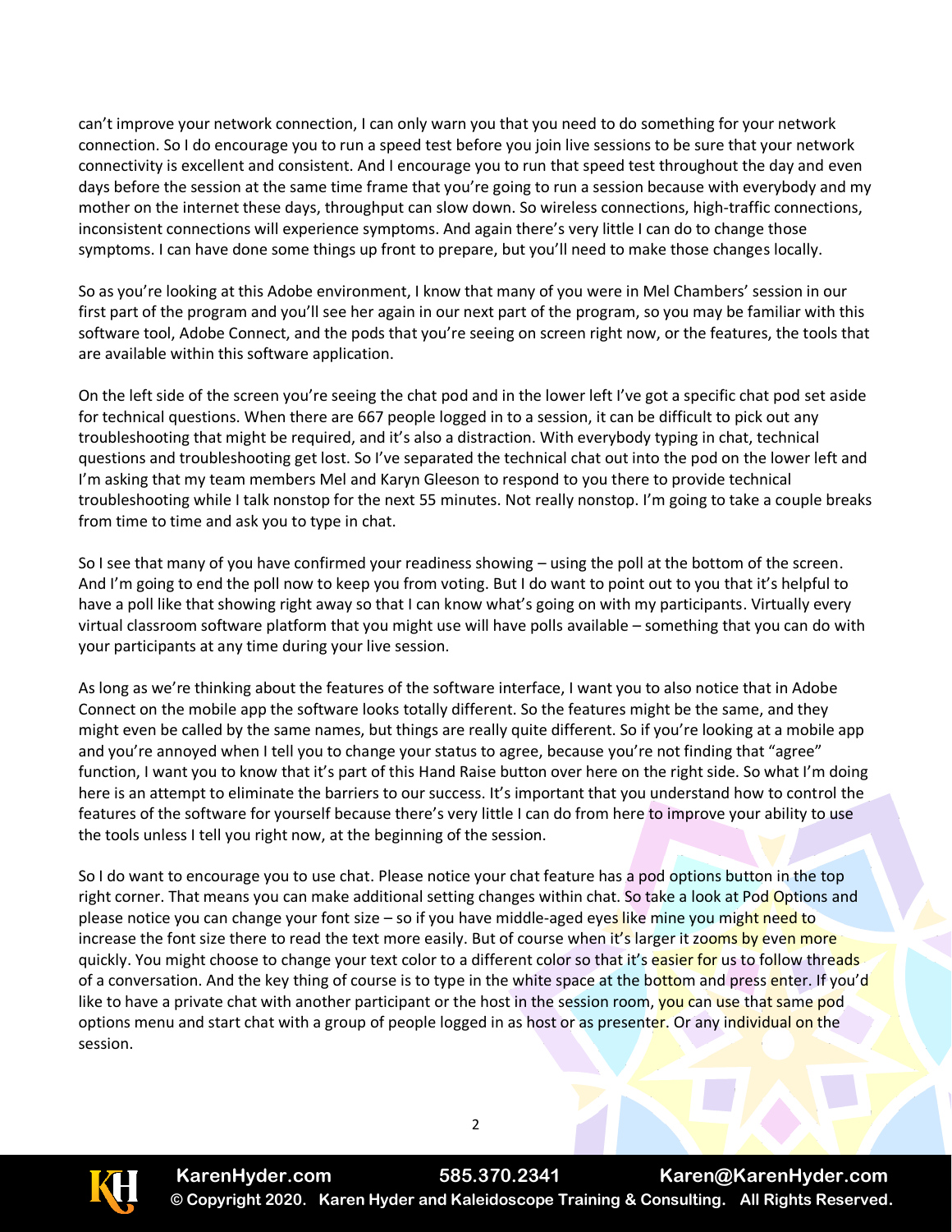can't improve your network connection, I can only warn you that you need to do something for your network connection. So I do encourage you to run a speed test before you join live sessions to be sure that your network connectivity is excellent and consistent. And I encourage you to run that speed test throughout the day and even days before the session at the same time frame that you're going to run a session because with everybody and my mother on the internet these days, throughput can slow down. So wireless connections, high-traffic connections, inconsistent connections will experience symptoms. And again there's very little I can do to change those symptoms. I can have done some things up front to prepare, but you'll need to make those changes locally.

So as you're looking at this Adobe environment, I know that many of you were in Mel Chambers' session in our first part of the program and you'll see her again in our next part of the program, so you may be familiar with this software tool, Adobe Connect, and the pods that you're seeing on screen right now, or the features, the tools that are available within this software application.

On the left side of the screen you're seeing the chat pod and in the lower left I've got a specific chat pod set aside for technical questions. When there are 667 people logged in to a session, it can be difficult to pick out any troubleshooting that might be required, and it's also a distraction. With everybody typing in chat, technical questions and troubleshooting get lost. So I've separated the technical chat out into the pod on the lower left and I'm asking that my team members Mel and Karyn Gleeson to respond to you there to provide technical troubleshooting while I talk nonstop for the next 55 minutes. Not really nonstop. I'm going to take a couple breaks from time to time and ask you to type in chat.

So I see that many of you have confirmed your readiness showing – using the poll at the bottom of the screen. And I'm going to end the poll now to keep you from voting. But I do want to point out to you that it's helpful to have a poll like that showing right away so that I can know what's going on with my participants. Virtually every virtual classroom software platform that you might use will have polls available – something that you can do with your participants at any time during your live session.

As long as we're thinking about the features of the software interface, I want you to also notice that in Adobe Connect on the mobile app the software looks totally different. So the features might be the same, and they might even be called by the same names, but things are really quite different. So if you're looking at a mobile app and you're annoyed when I tell you to change your status to agree, because you're not finding that "agree" function, I want you to know that it's part of this Hand Raise button over here on the right side. So what I'm doing here is an attempt to eliminate the barriers to our success. It's important that you understand how to control the features of the software for yourself because there's very little I can do from here to improve your ability to use the tools unless I tell you right now, at the beginning of the session.

So I do want to encourage you to use chat. Please notice your chat feature has a pod options button in the top right corner. That means you can make additional setting changes within chat. So take a look at Pod Options and please notice you can change your font size – so if you have middle-aged eyes like mine you might need to increase the font size there to read the text more easily. But of course when it's larger it zooms by even more quickly. You might choose to change your text color to a different color so that it's easier for us to follow threads of a conversation. And the key thing of course is to type in the white space at the bottom and press enter. If you'd like to have a private chat with another participant or the host in the session room, you can use that same pod options menu and start chat with a group of people logged in as host or as presenter. Or any individual on the session.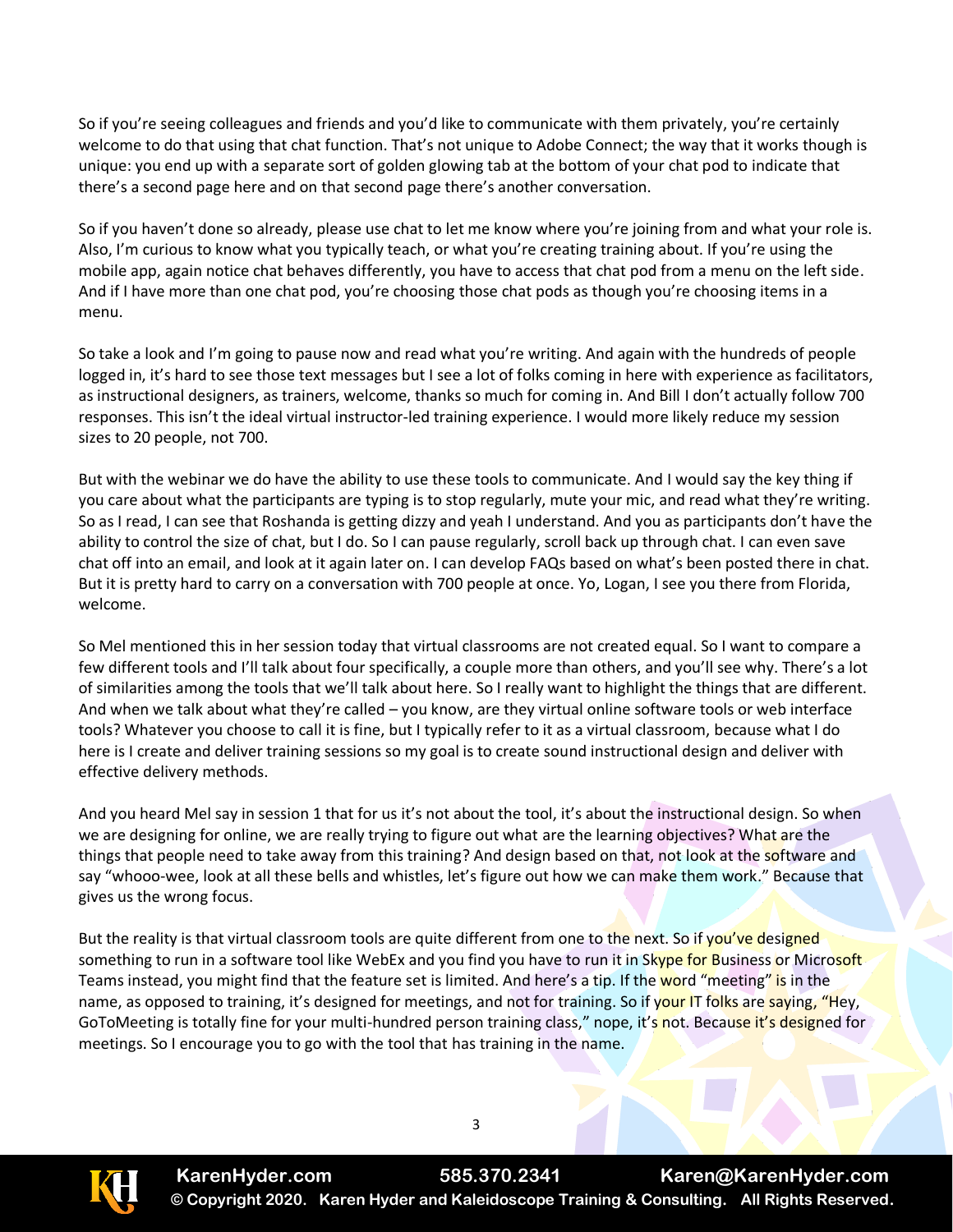So if you're seeing colleagues and friends and you'd like to communicate with them privately, you're certainly welcome to do that using that chat function. That's not unique to Adobe Connect; the way that it works though is unique: you end up with a separate sort of golden glowing tab at the bottom of your chat pod to indicate that there's a second page here and on that second page there's another conversation.

So if you haven't done so already, please use chat to let me know where you're joining from and what your role is. Also, I'm curious to know what you typically teach, or what you're creating training about. If you're using the mobile app, again notice chat behaves differently, you have to access that chat pod from a menu on the left side. And if I have more than one chat pod, you're choosing those chat pods as though you're choosing items in a menu.

So take a look and I'm going to pause now and read what you're writing. And again with the hundreds of people logged in, it's hard to see those text messages but I see a lot of folks coming in here with experience as facilitators, as instructional designers, as trainers, welcome, thanks so much for coming in. And Bill I don't actually follow 700 responses. This isn't the ideal virtual instructor-led training experience. I would more likely reduce my session sizes to 20 people, not 700.

But with the webinar we do have the ability to use these tools to communicate. And I would say the key thing if you care about what the participants are typing is to stop regularly, mute your mic, and read what they're writing. So as I read, I can see that Roshanda is getting dizzy and yeah I understand. And you as participants don't have the ability to control the size of chat, but I do. So I can pause regularly, scroll back up through chat. I can even save chat off into an email, and look at it again later on. I can develop FAQs based on what's been posted there in chat. But it is pretty hard to carry on a conversation with 700 people at once. Yo, Logan, I see you there from Florida, welcome.

So Mel mentioned this in her session today that virtual classrooms are not created equal. So I want to compare a few different tools and I'll talk about four specifically, a couple more than others, and you'll see why. There's a lot of similarities among the tools that we'll talk about here. So I really want to highlight the things that are different. And when we talk about what they're called – you know, are they virtual online software tools or web interface tools? Whatever you choose to call it is fine, but I typically refer to it as a virtual classroom, because what I do here is I create and deliver training sessions so my goal is to create sound instructional design and deliver with effective delivery methods.

And you heard Mel say in session 1 that for us it's not about the tool, it's about the instructional design. So when we are designing for online, we are really trying to figure out what are the learning objectives? What are the things that people need to take away from this training? And design based on that, not look at the software and say "whooo-wee, look at all these bells and whistles, let's figure out how we can make them work." Because that gives us the wrong focus.

But the reality is that virtual classroom tools are quite different from one to the next. So if you've designed something to run in a software tool like WebEx and you find you have to run it in Skype for Business or Microsoft Teams instead, you might find that the feature set is limited. And here's a tip. If the word "meeting" is in the name, as opposed to training, it's designed for meetings, and not for training. So if your IT folks are saying, "Hey, GoToMeeting is totally fine for your multi-hundred person training class," nope, it's not. Because it's designed for meetings. So I encourage you to go with the tool that has training in the name.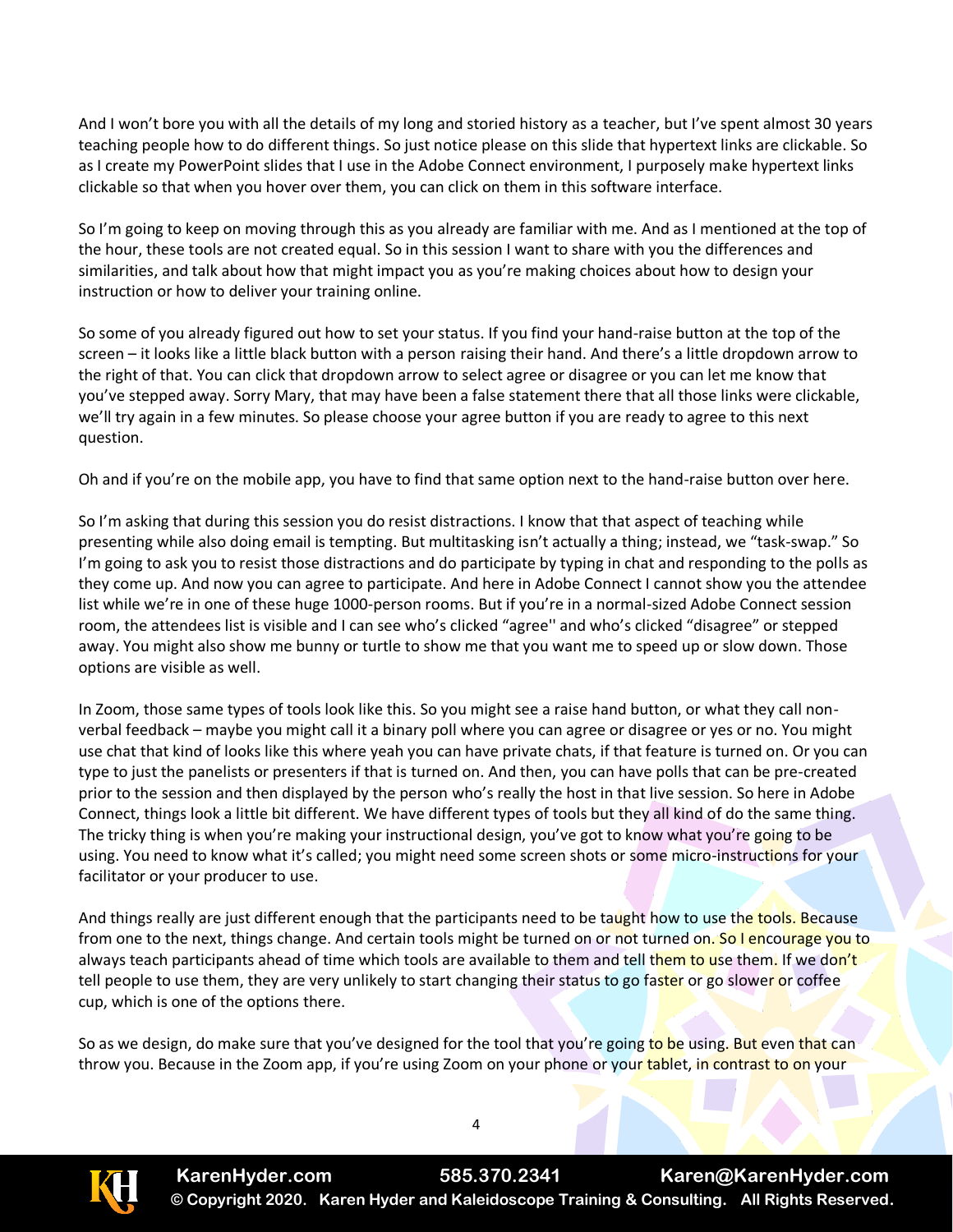And I won't bore you with all the details of my long and storied history as a teacher, but I've spent almost 30 years teaching people how to do different things. So just notice please on this slide that hypertext links are clickable. So as I create my PowerPoint slides that I use in the Adobe Connect environment, I purposely make hypertext links clickable so that when you hover over them, you can click on them in this software interface.

So I'm going to keep on moving through this as you already are familiar with me. And as I mentioned at the top of the hour, these tools are not created equal. So in this session I want to share with you the differences and similarities, and talk about how that might impact you as you're making choices about how to design your instruction or how to deliver your training online.

So some of you already figured out how to set your status. If you find your hand-raise button at the top of the screen – it looks like a little black button with a person raising their hand. And there's a little dropdown arrow to the right of that. You can click that dropdown arrow to select agree or disagree or you can let me know that you've stepped away. Sorry Mary, that may have been a false statement there that all those links were clickable, we'll try again in a few minutes. So please choose your agree button if you are ready to agree to this next question.

Oh and if you're on the mobile app, you have to find that same option next to the hand-raise button over here.

So I'm asking that during this session you do resist distractions. I know that that aspect of teaching while presenting while also doing email is tempting. But multitasking isn't actually a thing; instead, we "task-swap." So I'm going to ask you to resist those distractions and do participate by typing in chat and responding to the polls as they come up. And now you can agree to participate. And here in Adobe Connect I cannot show you the attendee list while we're in one of these huge 1000-person rooms. But if you're in a normal-sized Adobe Connect session room, the attendees list is visible and I can see who's clicked "agree'' and who's clicked "disagree" or stepped away. You might also show me bunny or turtle to show me that you want me to speed up or slow down. Those options are visible as well.

In Zoom, those same types of tools look like this. So you might see a raise hand button, or what they call non-verbal feedback – maybe you might call it a binary poll where you can agree or disagree or yes or no. You might use chat that kind of looks like this where yeah you can have private chats, if that feature is turned on. Or you can type to just the panelists or presenters if that is turned on. And then, you can have polls that can be pre-created prior to the session and then displayed by the person who's really the host in that live session. So here in Adobe Connect, things look a little bit different. We have different types of tools but they all kind of do the same thing. The tricky thing is when you're making your instructional design, you've got to know what you're going to be using. You need to know what it's called; you might need some screen shots or some micro-instructions for your facilitator or your producer to use.

And things really are just different enough that the participants need to be taught how to use the tools. Because from one to the next, things change. And certain tools might be turned on or not turned on. So I encourage you to always teach participants ahead of time which tools are available to them and tell them to use them. If we don't tell people to use them, they are very unlikely to start changing their status to go faster or go slower or coffee cup, which is one of the options there.

So as we design, do make sure that you've designed for the tool that you're going to be using. But even that can throw you. Because in the Zoom app, if you're using Zoom on your phone or your tablet, in contrast to on your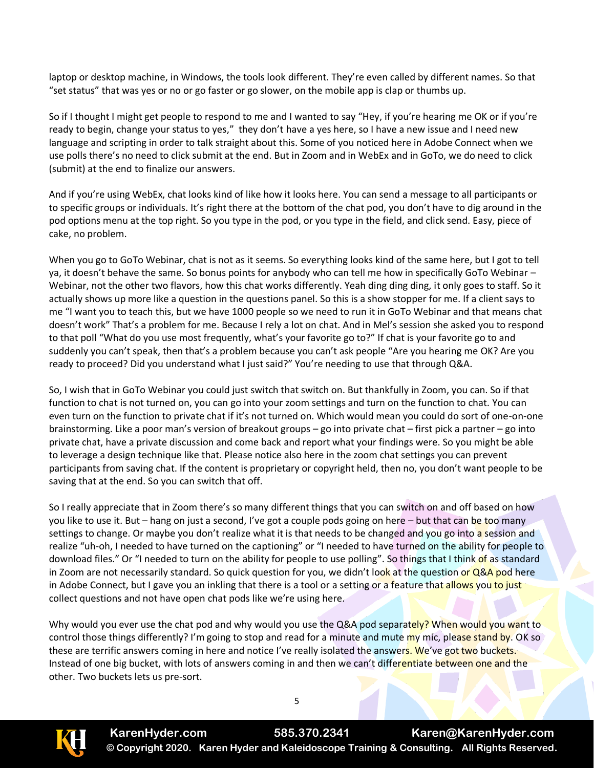laptop or desktop machine, in Windows, the tools look different. They're even called by different names. So that "set status" that was yes or no or go faster or go slower, on the mobile app is clap or thumbs up.

So if I thought I might get people to respond to me and I wanted to say "Hey, if you're hearing me OK or if you're ready to begin, change your status to yes," they don't have a yes here, so I have a new issue and I need new language and scripting in order to talk straight about this. Some of you noticed here in Adobe Connect when we use polls there's no need to click submit at the end. But in Zoom and in WebEx and in GoTo, we do need to click (submit) at the end to finalize our answers.

And if you're using WebEx, chat looks kind of like how it looks here. You can send a message to all participants or to specific groups or individuals. It's right there at the bottom of the chat pod, you don't have to dig around in the pod options menu at the top right. So you type in the pod, or you type in the field, and click send. Easy, piece of cake, no problem.

When you go to GoTo Webinar, chat is not as it seems. So everything looks kind of the same here, but I got to tell ya, it doesn't behave the same. So bonus points for anybody who can tell me how in specifically GoTo Webinar – Webinar, not the other two flavors, how this chat works differently. Yeah ding ding ding, it only goes to staff. So it actually shows up more like a question in the questions panel. So this is a show stopper for me. If a client says to me "I want you to teach this, but we have 1000 people so we need to run it in GoTo Webinar and that means chat doesn't work" That's a problem for me. Because I rely a lot on chat. And in Mel's session she asked you to respond to that poll "What do you use most frequently, what's your favorite go to?" If chat is your favorite go to and suddenly you can't speak, then that's a problem because you can't ask people "Are you hearing me OK? Are you ready to proceed? Did you understand what I just said?" You're needing to use that through Q&A.

So, I wish that in GoTo Webinar you could just switch that switch on. But thankfully in Zoom, you can. So if that function to chat is not turned on, you can go into your zoom settings and turn on the function to chat. You can even turn on the function to private chat if it's not turned on. Which would mean you could do sort of one-on-one brainstorming. Like a poor man's version of breakout groups – go into private chat – first pick a partner – go into private chat, have a private discussion and come back and report what your findings were. So you might be able to leverage a design technique like that. Please notice also here in the zoom chat settings you can prevent participants from saving chat. If the content is proprietary or copyright held, then no, you don't want people to be saving that at the end. So you can switch that off.

So I really appreciate that in Zoom there's so many different things that you can switch on and off based on how you like to use it. But – hang on just a second, I've got a couple pods going on here – but that can be too many settings to change. Or maybe you don't realize what it is that needs to be changed and you go into a session and realize "uh-oh, I needed to have turned on the captioning" or "I needed to have turned on the ability for people to download files." Or "I needed to turn on the ability for people to use polling". So things that I think of as standard in Zoom are not necessarily standard. So quick question for you, we didn't look at the question or Q&A pod here in Adobe Connect, but I gave you an inkling that there is a tool or a setting or a feature that allows you to just collect questions and not have open chat pods like we're using here.

Why would you ever use the chat pod and why would you use the Q&A pod separately? When would you want to control those things differently? I'm going to stop and read for a minute and mute my mic, please stand by. OK so these are terrific answers coming in here and notice I've really isolated the answers. We've got two buckets. Instead of one big bucket, with lots of answers coming in and then we can't differentiate between one and the other. Two buckets lets us pre-sort.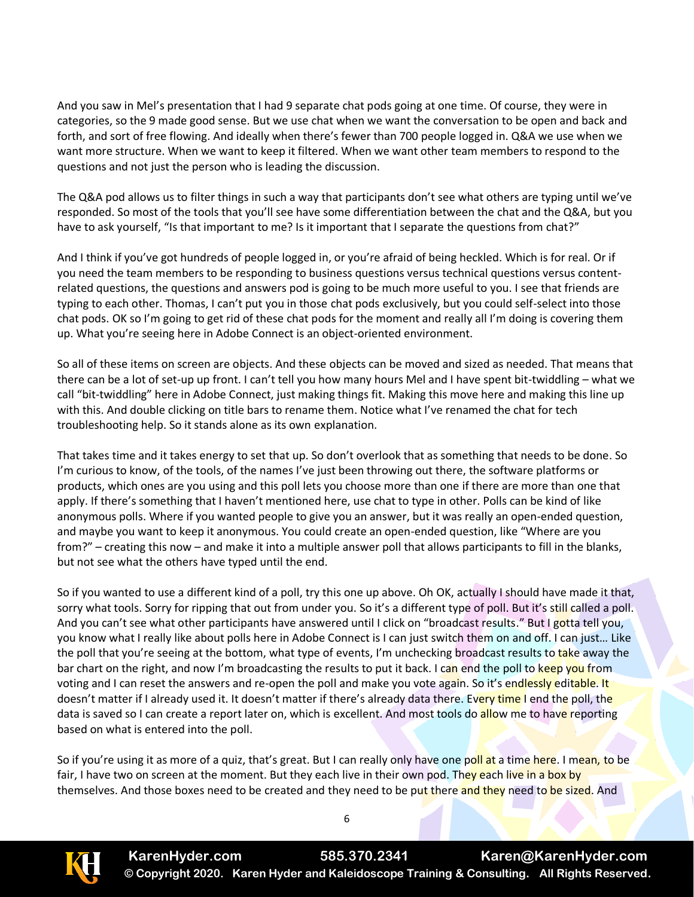And you saw in Mel's presentation that I had 9 separate chat pods going at one time. Of course, they were in categories, so the 9 made good sense. But we use chat when we want the conversation to be open and back and forth, and sort of free flowing. And ideally when there's fewer than 700 people logged in. Q&A we use when we want more structure. When we want to keep it filtered. When we want other team members to respond to the questions and not just the person who is leading the discussion.

The Q&A pod allows us to filter things in such a way that participants don't see what others are typing until we've responded. So most of the tools that you'll see have some differentiation between the chat and the Q&A, but you have to ask yourself, "Is that important to me? Is it important that I separate the questions from chat?"

And I think if you've got hundreds of people logged in, or you're afraid of being heckled. Which is for real. Or if you need the team members to be responding to business questions versus technical questions versus content-related questions, the questions and answers pod is going to be much more useful to you. I see that friends are typing to each other. Thomas, I can't put you in those chat pods exclusively, but you could self-select into those chat pods. OK so I'm going to get rid of these chat pods for the moment and really all I'm doing is covering them up. What you're seeing here in Adobe Connect is an object-oriented environment.

So all of these items on screen are objects. And these objects can be moved and sized as needed. That means that there can be a lot of set-up up front. I can't tell you how many hours Mel and I have spent bit-twiddling – what we call "bit-twiddling" here in Adobe Connect, just making things fit. Making this move here and making this line up with this. And double clicking on title bars to rename them. Notice what I've renamed the chat for tech troubleshooting help. So it stands alone as its own explanation.

That takes time and it takes energy to set that up. So don't overlook that as something that needs to be done. So I'm curious to know, of the tools, of the names I've just been throwing out there, the software platforms or products, which ones are you using and this poll lets you choose more than one if there are more than one that apply. If there's something that I haven't mentioned here, use chat to type in other. Polls can be kind of like anonymous polls. Where if you wanted people to give you an answer, but it was really an open-ended question, and maybe you want to keep it anonymous. You could create an open-ended question, like "Where are you from?" – creating this now – and make it into a multiple answer poll that allows participants to fill in the blanks, but not see what the others have typed until the end.

So if you wanted to use a different kind of a poll, try this one up above. Oh OK, actually I should have made it that, sorry what tools. Sorry for ripping that out from under you. So it's a different type of poll. But it's still called a poll. And you can't see what other participants have answered until I click on "broadcast results." But I gotta tell you, you know what I really like about polls here in Adobe Connect is I can just switch them on and off. I can just… Like the poll that you're seeing at the bottom, what type of events, I'm unchecking broadcast results to take away the bar chart on the right, and now I'm broadcasting the results to put it back. I can end the poll to keep you from voting and I can reset the answers and re-open the poll and make you vote again. So it's endlessly editable. It doesn't matter if I already used it. It doesn't matter if there's already data there. Every time I end the poll, the data is saved so I can create a report later on, which is excellent. And most tools do allow me to have reporting based on what is entered into the poll.

So if you're using it as more of a quiz, that's great. But I can really only have one poll at a time here. I mean, to be fair, I have two on screen at the moment. But they each live in their own pod. They each live in a box by themselves. And those boxes need to be created and they need to be put there and they need to be sized. And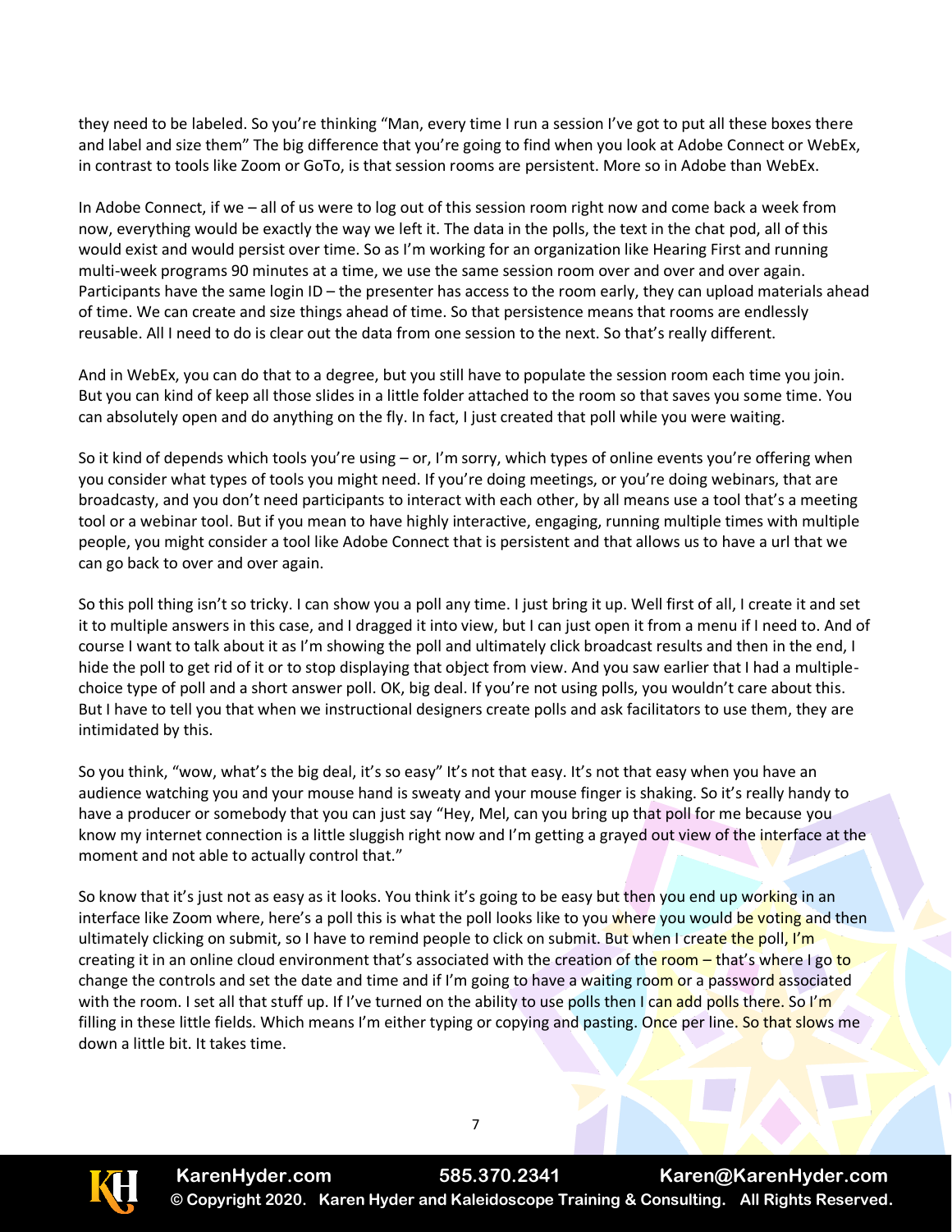they need to be labeled. So you're thinking "Man, every time I run a session I've got to put all these boxes there and label and size them" The big difference that you're going to find when you look at Adobe Connect or WebEx, in contrast to tools like Zoom or GoTo, is that session rooms are persistent. More so in Adobe than WebEx.

In Adobe Connect, if we – all of us were to log out of this session room right now and come back a week from now, everything would be exactly the way we left it. The data in the polls, the text in the chat pod, all of this would exist and would persist over time. So as I'm working for an organization like Hearing First and running multi-week programs 90 minutes at a time, we use the same session room over and over and over again. Participants have the same login ID – the presenter has access to the room early, they can upload materials ahead of time. We can create and size things ahead of time. So that persistence means that rooms are endlessly reusable. All I need to do is clear out the data from one session to the next. So that's really different.

And in WebEx, you can do that to a degree, but you still have to populate the session room each time you join. But you can kind of keep all those slides in a little folder attached to the room so that saves you some time. You can absolutely open and do anything on the fly. In fact, I just created that poll while you were waiting.

So it kind of depends which tools you're using – or, I'm sorry, which types of online events you're offering when you consider what types of tools you might need. If you're doing meetings, or you're doing webinars, that are broadcasty, and you don't need participants to interact with each other, by all means use a tool that's a meeting tool or a webinar tool. But if you mean to have highly interactive, engaging, running multiple times with multiple people, you might consider a tool like Adobe Connect that is persistent and that allows us to have a url that we can go back to over and over again.

So this poll thing isn't so tricky. I can show you a poll any time. I just bring it up. Well first of all, I create it and set it to multiple answers in this case, and I dragged it into view, but I can just open it from a menu if I need to. And of course I want to talk about it as I'm showing the poll and ultimately click broadcast results and then in the end, I hide the poll to get rid of it or to stop displaying that object from view. And you saw earlier that I had a multiple-choice type of poll and a short answer poll. OK, big deal. If you're not using polls, you wouldn't care about this. But I have to tell you that when we instructional designers create polls and ask facilitators to use them, they are intimidated by this.

So you think, "wow, what's the big deal, it's so easy" It's not that easy. It's not that easy when you have an audience watching you and your mouse hand is sweaty and your mouse finger is shaking. So it's really handy to have a producer or somebody that you can just say "Hey, Mel, can you bring up that poll for me because you know my internet connection is a little sluggish right now and I'm getting a grayed out view of the interface at the moment and not able to actually control that."

So know that it's just not as easy as it looks. You think it's going to be easy but then you end up working in an interface like Zoom where, here's a poll this is what the poll looks like to you where you would be voting and then ultimately clicking on submit, so I have to remind people to click on submit. But when I create the poll, I'm creating it in an online cloud environment that's associated with the creation of the room – that's where I go to change the controls and set the date and time and if I'm going to have a waiting room or a password associated with the room. I set all that stuff up. If I've turned on the ability to use polls then I can add polls there. So I'm filling in these little fields. Which means I'm either typing or copying and pasting. Once per line. So that slows me down a little bit. It takes time.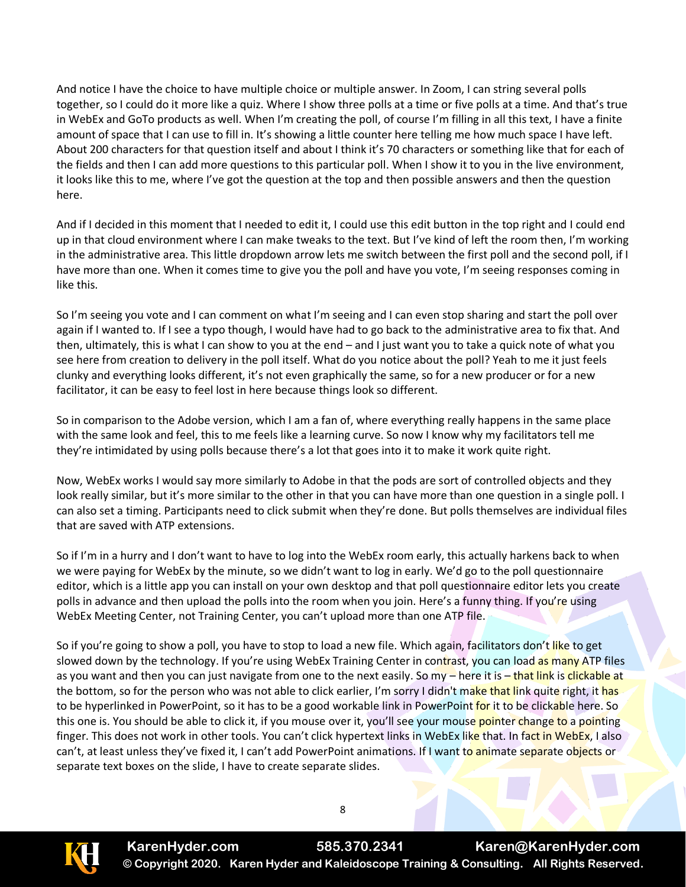And notice I have the choice to have multiple choice or multiple answer. In Zoom, I can string several polls together, so I could do it more like a quiz. Where I show three polls at a time or five polls at a time. And that's true in WebEx and GoTo products as well. When I'm creating the poll, of course I'm filling in all this text, I have a finite amount of space that I can use to fill in. It's showing a little counter here telling me how much space I have left. About 200 characters for that question itself and about I think it's 70 characters or something like that for each of the fields and then I can add more questions to this particular poll. When I show it to you in the live environment, it looks like this to me, where I've got the question at the top and then possible answers and then the question here.

And if I decided in this moment that I needed to edit it, I could use this edit button in the top right and I could end up in that cloud environment where I can make tweaks to the text. But I've kind of left the room then, I'm working in the administrative area. This little dropdown arrow lets me switch between the first poll and the second poll, if I have more than one. When it comes time to give you the poll and have you vote, I'm seeing responses coming in like this.

So I'm seeing you vote and I can comment on what I'm seeing and I can even stop sharing and start the poll over again if I wanted to. If I see a typo though, I would have had to go back to the administrative area to fix that. And then, ultimately, this is what I can show to you at the end – and I just want you to take a quick note of what you see here from creation to delivery in the poll itself. What do you notice about the poll? Yeah to me it just feels clunky and everything looks different, it's not even graphically the same, so for a new producer or for a new facilitator, it can be easy to feel lost in here because things look so different.

So in comparison to the Adobe version, which I am a fan of, where everything really happens in the same place with the same look and feel, this to me feels like a learning curve. So now I know why my facilitators tell me they're intimidated by using polls because there's a lot that goes into it to make it work quite right.

Now, WebEx works I would say more similarly to Adobe in that the pods are sort of controlled objects and they look really similar, but it's more similar to the other in that you can have more than one question in a single poll. I can also set a timing. Participants need to click submit when they're done. But polls themselves are individual files that are saved with ATP extensions.

So if I'm in a hurry and I don't want to have to log into the WebEx room early, this actually harkens back to when we were paying for WebEx by the minute, so we didn't want to log in early. We'd go to the poll questionnaire editor, which is a little app you can install on your own desktop and that poll questionnaire editor lets you create polls in advance and then upload the polls into the room when you join. Here's a funny thing. If you're using WebEx Meeting Center, not Training Center, you can't upload more than one ATP file.

So if you're going to show a poll, you have to stop to load a new file. Which again, facilitators don't like to get slowed down by the technology. If you're using WebEx Training Center in contrast, you can load as many ATP files as you want and then you can just navigate from one to the next easily. So my – here it is – that link is clickable at the bottom, so for the person who was not able to click earlier, I'm sorry I didn't make that link quite right, it has to be hyperlinked in PowerPoint, so it has to be a good workable link in PowerPoint for it to be clickable here. So this one is. You should be able to click it, if you mouse over it, you'll see your mouse pointer change to a pointing finger. This does not work in other tools. You can't click hypertext links in WebEx like that. In fact in WebEx, I also can't, at least unless they've fixed it, I can't add PowerPoint animations. If I want to animate separate objects or separate text boxes on the slide, I have to create separate slides.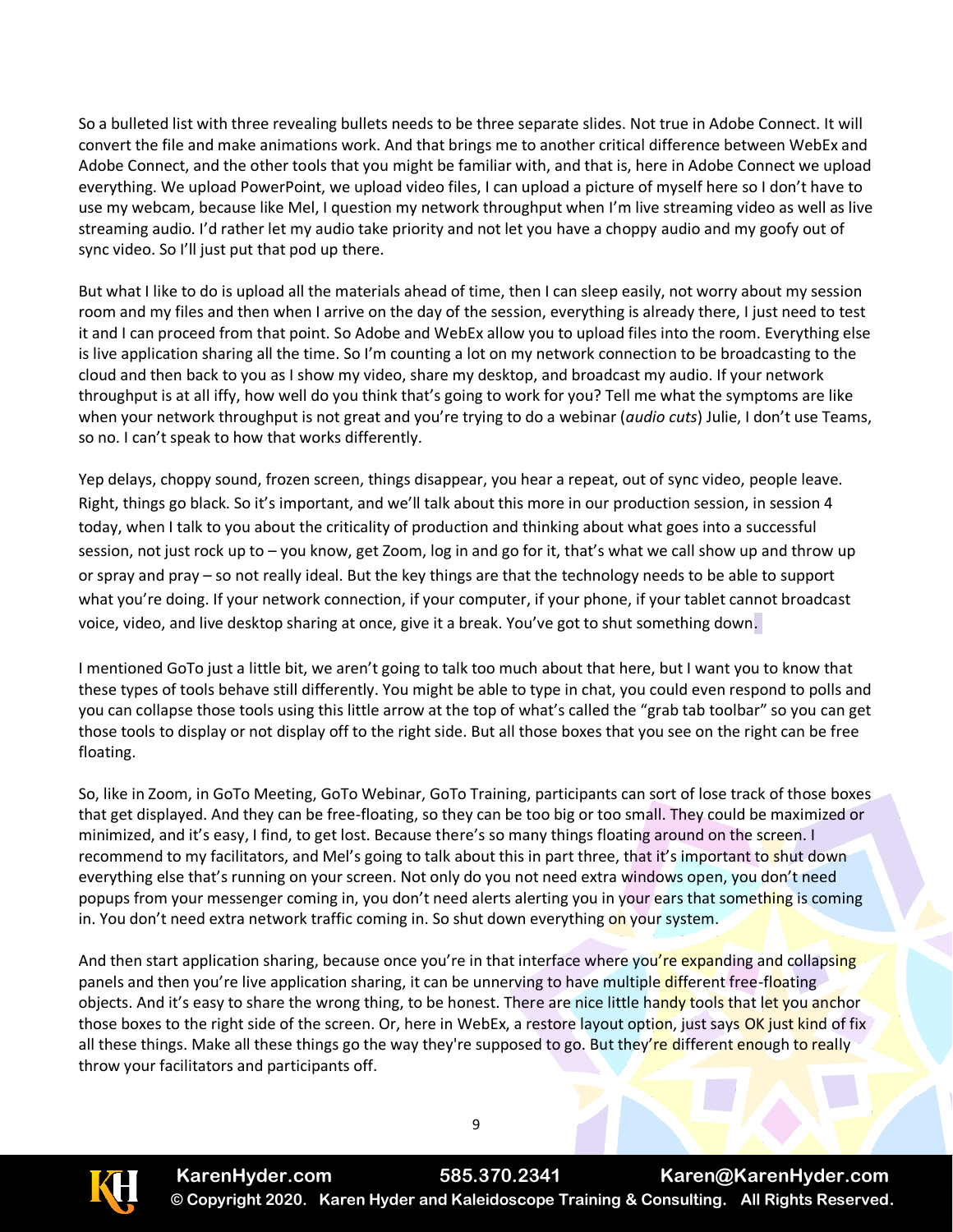So a bulleted list with three revealing bullets needs to be three separate slides. Not true in Adobe Connect. It will convert the file and make animations work. And that brings me to another critical difference between WebEx and Adobe Connect, and the other tools that you might be familiar with, and that is, here in Adobe Connect we upload everything. We upload PowerPoint, we upload video files, I can upload a picture of myself here so I don't have to use my webcam, because like Mel, I question my network throughput when I'm live streaming video as well as live streaming audio. I'd rather let my audio take priority and not let you have a choppy audio and my goofy out of sync video. So I'll just put that pod up there.

But what I like to do is upload all the materials ahead of time, then I can sleep easily, not worry about my session room and my files and then when I arrive on the day of the session, everything is already there, I just need to test it and I can proceed from that point. So Adobe and WebEx allow you to upload files into the room. Everything else is live application sharing all the time. So I'm counting a lot on my network connection to be broadcasting to the cloud and then back to you as I show my video, share my desktop, and broadcast my audio. If your network throughput is at all iffy, how well do you think that's going to work for you? Tell me what the symptoms are like when your network throughput is not great and you're trying to do a webinar (*audio cuts*) Julie, I don't use Teams, so no. I can't speak to how that works differently.

Yep delays, choppy sound, frozen screen, things disappear, you hear a repeat, out of sync video, people leave. Right, things go black. So it's important, and we'll talk about this more in our production session, in session 4 today, when I talk to you about the criticality of production and thinking about what goes into a successful session, not just rock up to – you know, get Zoom, log in and go for it, that's what we call show up and throw up or spray and pray – so not really ideal. But the key things are that the technology needs to be able to support what you're doing. If your network connection, if your computer, if your phone, if your tablet cannot broadcast voice, video, and live desktop sharing at once, give it a break. You've got to shut something down.

I mentioned GoTo just a little bit, we aren't going to talk too much about that here, but I want you to know that these types of tools behave still differently. You might be able to type in chat, you could even respond to polls and you can collapse those tools using this little arrow at the top of what's called the "grab tab toolbar" so you can get those tools to display or not display off to the right side. But all those boxes that you see on the right can be free floating.

So, like in Zoom, in GoTo Meeting, GoTo Webinar, GoTo Training, participants can sort of lose track of those boxes that get displayed. And they can be free-floating, so they can be too big or too small. They could be maximized or minimized, and it's easy, I find, to get lost. Because there's so many things floating around on the screen. I recommend to my facilitators, and Mel's going to talk about this in part three, that it's important to shut down everything else that's running on your screen. Not only do you not need extra windows open, you don't need popups from your messenger coming in, you don't need alerts alerting you in your ears that something is coming in. You don't need extra network traffic coming in. So shut down everything on your system.

And then start application sharing, because once you're in that interface where you're expanding and collapsing panels and then you're live application sharing, it can be unnerving to have multiple different free-floating objects. And it's easy to share the wrong thing, to be honest. There are nice little handy tools that let you anchor those boxes to the right side of the screen. Or, here in WebEx, a restore layout option, just says OK just kind of fix all these things. Make all these things go the way they're supposed to go. But they're different enough to really throw your facilitators and participants off.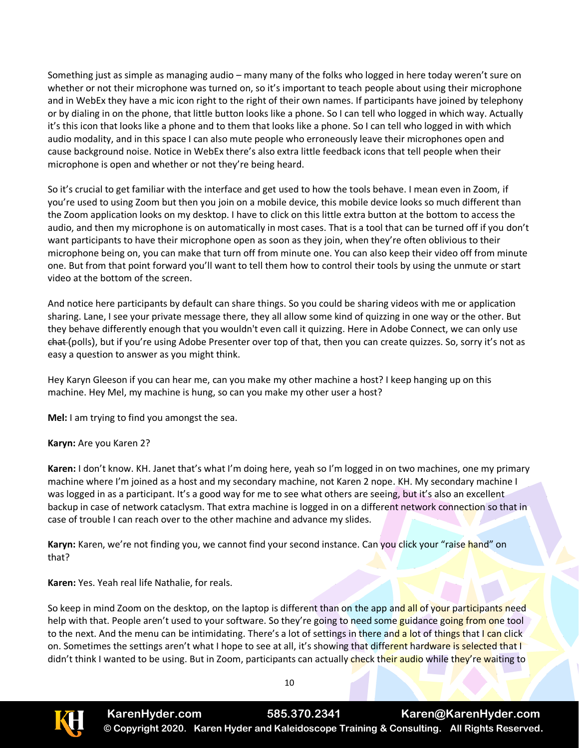Something just as simple as managing audio – many many of the folks who logged in here today weren't sure on whether or not their microphone was turned on, so it's important to teach people about using their microphone and in WebEx they have a mic icon right to the right of their own names. If participants have joined by telephony or by dialing in on the phone, that little button looks like a phone. So I can tell who logged in which way. Actually it's this icon that looks like a phone and to them that looks like a phone. So I can tell who logged in with which audio modality, and in this space I can also mute people who erroneously leave their microphones open and cause background noise. Notice in WebEx there's also extra little feedback icons that tell people when their microphone is open and whether or not they're being heard.

So it's crucial to get familiar with the interface and get used to how the tools behave. I mean even in Zoom, if you're used to using Zoom but then you join on a mobile device, this mobile device looks so much different than the Zoom application looks on my desktop. I have to click on this little extra button at the bottom to access the audio, and then my microphone is on automatically in most cases. That is a tool that can be turned off if you don't want participants to have their microphone open as soon as they join, when they're often oblivious to their microphone being on, you can make that turn off from minute one. You can also keep their video off from minute one. But from that point forward you'll want to tell them how to control their tools by using the unmute or start video at the bottom of the screen.

And notice here participants by default can share things. So you could be sharing videos with me or application sharing. Lane, I see your private message there, they all allow some kind of quizzing in one way or the other. But they behave differently enough that you wouldn't even call it quizzing. Here in Adobe Connect, we can only use ~~chat~~ (polls), but if you're using Adobe Presenter over top of that, then you can create quizzes. So, sorry it's not as easy a question to answer as you might think.

Hey Karyn Gleeson if you can hear me, can you make my other machine a host? I keep hanging up on this machine. Hey Mel, my machine is hung, so can you make my other user a host?

**Mel:** I am trying to find you amongst the sea.

**Karyn:** Are you Karen 2?

**Karen:** I don't know. KH. Janet that's what I'm doing here, yeah so I'm logged in on two machines, one my primary machine where I'm joined as a host and my secondary machine, not Karen 2 nope. KH. My secondary machine I was logged in as a participant. It's a good way for me to see what others are seeing, but it's also an excellent backup in case of network cataclysm. That extra machine is logged in on a different network connection so that in case of trouble I can reach over to the other machine and advance my slides.

**Karyn:** Karen, we're not finding you, we cannot find your second instance. Can you click your "raise hand" on that?

**Karen:** Yes. Yeah real life Nathalie, for reals.

So keep in mind Zoom on the desktop, on the laptop is different than on the app and all of your participants need help with that. People aren't used to your software. So they're going to need some guidance going from one tool to the next. And the menu can be intimidating. There's a lot of settings in there and a lot of things that I can click on. Sometimes the settings aren't what I hope to see at all, it's showing that different hardware is selected that I didn't think I wanted to be using. But in Zoom, participants can actually check their audio while they're waiting to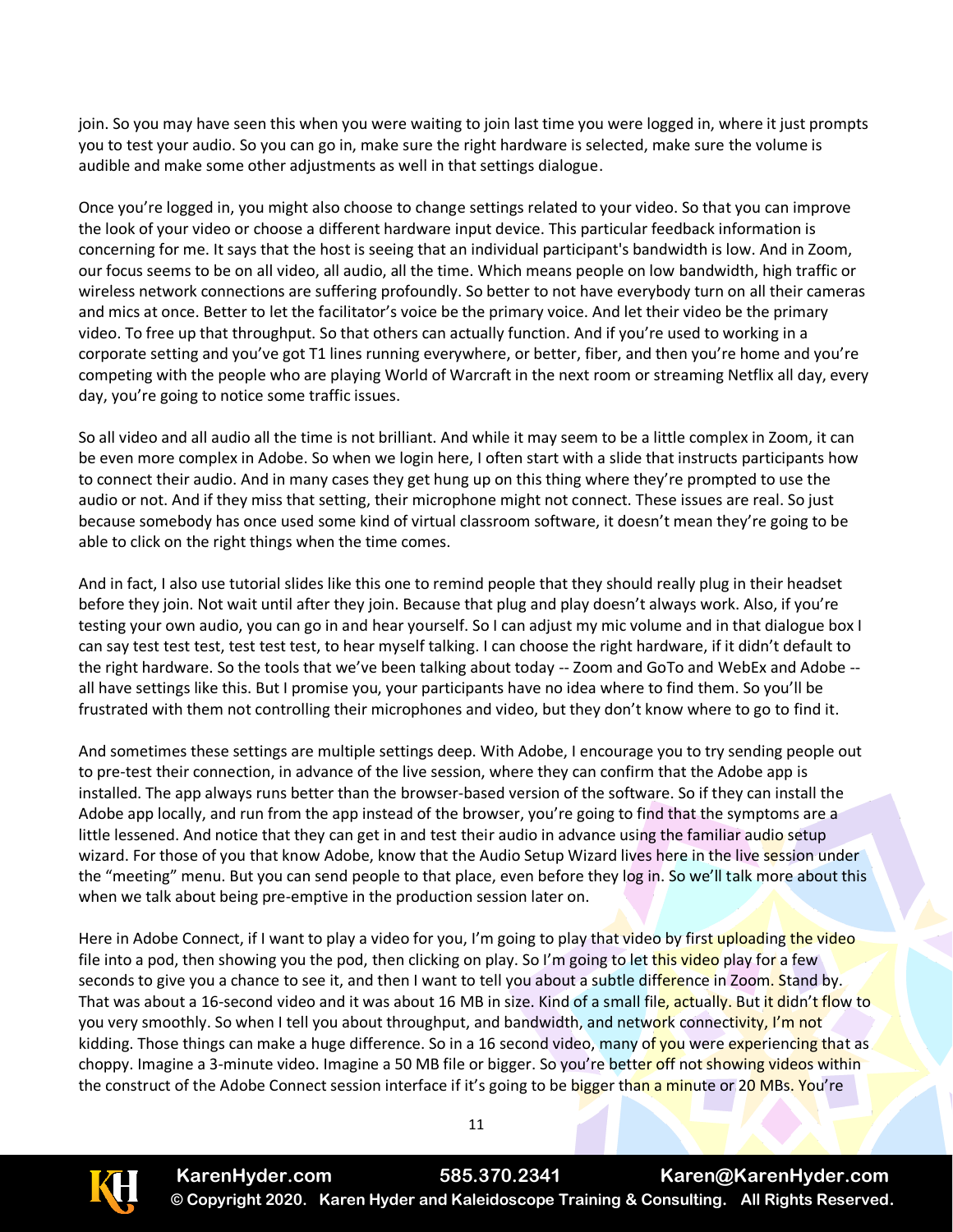join. So you may have seen this when you were waiting to join last time you were logged in, where it just prompts you to test your audio. So you can go in, make sure the right hardware is selected, make sure the volume is audible and make some other adjustments as well in that settings dialogue.

Once you're logged in, you might also choose to change settings related to your video. So that you can improve the look of your video or choose a different hardware input device. This particular feedback information is concerning for me. It says that the host is seeing that an individual participant's bandwidth is low. And in Zoom, our focus seems to be on all video, all audio, all the time. Which means people on low bandwidth, high traffic or wireless network connections are suffering profoundly. So better to not have everybody turn on all their cameras and mics at once. Better to let the facilitator's voice be the primary voice. And let their video be the primary video. To free up that throughput. So that others can actually function. And if you're used to working in a corporate setting and you've got T1 lines running everywhere, or better, fiber, and then you're home and you're competing with the people who are playing World of Warcraft in the next room or streaming Netflix all day, every day, you're going to notice some traffic issues.

So all video and all audio all the time is not brilliant. And while it may seem to be a little complex in Zoom, it can be even more complex in Adobe. So when we login here, I often start with a slide that instructs participants how to connect their audio. And in many cases they get hung up on this thing where they're prompted to use the audio or not. And if they miss that setting, their microphone might not connect. These issues are real. So just because somebody has once used some kind of virtual classroom software, it doesn't mean they're going to be able to click on the right things when the time comes.

And in fact, I also use tutorial slides like this one to remind people that they should really plug in their headset before they join. Not wait until after they join. Because that plug and play doesn't always work. Also, if you're testing your own audio, you can go in and hear yourself. So I can adjust my mic volume and in that dialogue box I can say test test test, test test test, to hear myself talking. I can choose the right hardware, if it didn't default to the right hardware. So the tools that we've been talking about today -- Zoom and GoTo and WebEx and Adobe -- all have settings like this. But I promise you, your participants have no idea where to find them. So you'll be frustrated with them not controlling their microphones and video, but they don't know where to go to find it.

And sometimes these settings are multiple settings deep. With Adobe, I encourage you to try sending people out to pre-test their connection, in advance of the live session, where they can confirm that the Adobe app is installed. The app always runs better than the browser-based version of the software. So if they can install the Adobe app locally, and run from the app instead of the browser, you're going to find that the symptoms are a little lessened. And notice that they can get in and test their audio in advance using the familiar audio setup wizard. For those of you that know Adobe, know that the Audio Setup Wizard lives here in the live session under the "meeting" menu. But you can send people to that place, even before they log in. So we'll talk more about this when we talk about being pre-emptive in the production session later on.

Here in Adobe Connect, if I want to play a video for you, I'm going to play that video by first uploading the video file into a pod, then showing you the pod, then clicking on play. So I'm going to let this video play for a few seconds to give you a chance to see it, and then I want to tell you about a subtle difference in Zoom. Stand by. That was about a 16-second video and it was about 16 MB in size. Kind of a small file, actually. But it didn't flow to you very smoothly. So when I tell you about throughput, and bandwidth, and network connectivity, I'm not kidding. Those things can make a huge difference. So in a 16 second video, many of you were experiencing that as choppy. Imagine a 3-minute video. Imagine a 50 MB file or bigger. So you're better off not showing videos within the construct of the Adobe Connect session interface if it's going to be bigger than a minute or 20 MBs. You're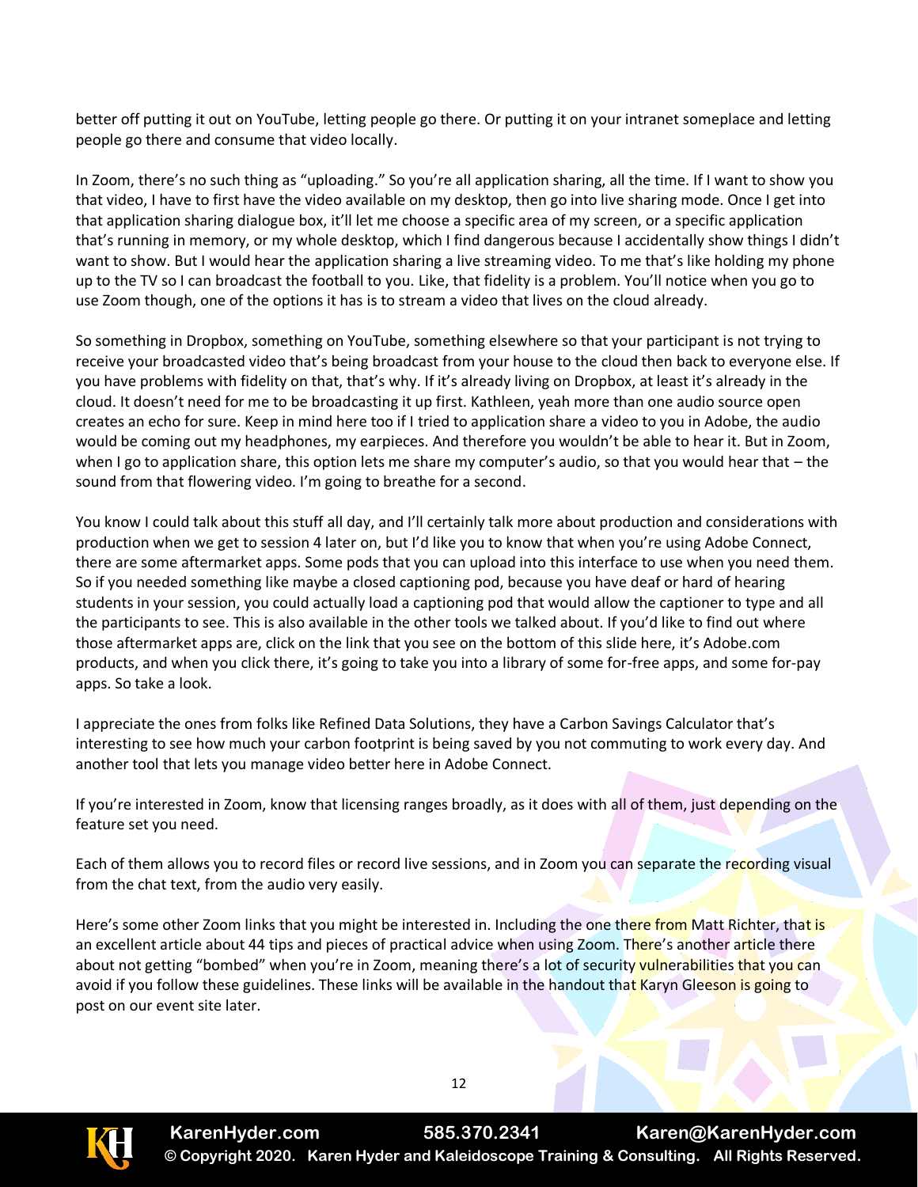better off putting it out on YouTube, letting people go there. Or putting it on your intranet someplace and letting people go there and consume that video locally.

In Zoom, there's no such thing as "uploading." So you're all application sharing, all the time. If I want to show you that video, I have to first have the video available on my desktop, then go into live sharing mode. Once I get into that application sharing dialogue box, it'll let me choose a specific area of my screen, or a specific application that's running in memory, or my whole desktop, which I find dangerous because I accidentally show things I didn't want to show. But I would hear the application sharing a live streaming video. To me that's like holding my phone up to the TV so I can broadcast the football to you. Like, that fidelity is a problem. You'll notice when you go to use Zoom though, one of the options it has is to stream a video that lives on the cloud already.

So something in Dropbox, something on YouTube, something elsewhere so that your participant is not trying to receive your broadcasted video that's being broadcast from your house to the cloud then back to everyone else. If you have problems with fidelity on that, that's why. If it's already living on Dropbox, at least it's already in the cloud. It doesn't need for me to be broadcasting it up first. Kathleen, yeah more than one audio source open creates an echo for sure. Keep in mind here too if I tried to application share a video to you in Adobe, the audio would be coming out my headphones, my earpieces. And therefore you wouldn't be able to hear it. But in Zoom, when I go to application share, this option lets me share my computer's audio, so that you would hear that – the sound from that flowering video. I'm going to breathe for a second.

You know I could talk about this stuff all day, and I'll certainly talk more about production and considerations with production when we get to session 4 later on, but I'd like you to know that when you're using Adobe Connect, there are some aftermarket apps. Some pods that you can upload into this interface to use when you need them. So if you needed something like maybe a closed captioning pod, because you have deaf or hard of hearing students in your session, you could actually load a captioning pod that would allow the captioner to type and all the participants to see. This is also available in the other tools we talked about. If you'd like to find out where those aftermarket apps are, click on the link that you see on the bottom of this slide here, it's Adobe.com products, and when you click there, it's going to take you into a library of some for-free apps, and some for-pay apps. So take a look.

I appreciate the ones from folks like Refined Data Solutions, they have a Carbon Savings Calculator that's interesting to see how much your carbon footprint is being saved by you not commuting to work every day. And another tool that lets you manage video better here in Adobe Connect.

If you're interested in Zoom, know that licensing ranges broadly, as it does with all of them, just depending on the feature set you need.

Each of them allows you to record files or record live sessions, and in Zoom you can separate the recording visual from the chat text, from the audio very easily.

Here's some other Zoom links that you might be interested in. Including the one there from Matt Richter, that is an excellent article about 44 tips and pieces of practical advice when using Zoom. There's another article there about not getting "bombed" when you're in Zoom, meaning there's a lot of security vulnerabilities that you can avoid if you follow these guidelines. These links will be available in the handout that Karyn Gleeson is going to post on our event site later.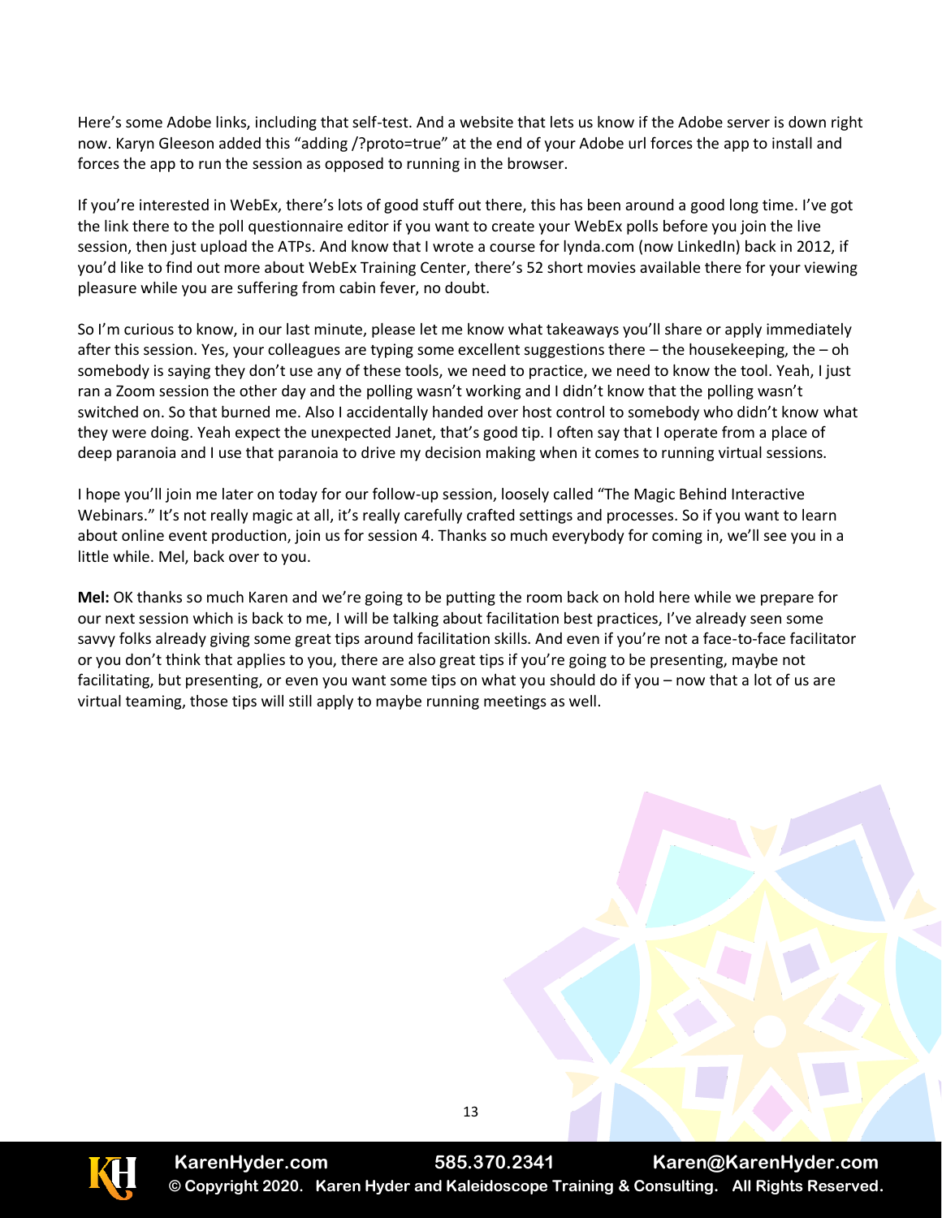Here's some Adobe links, including that self-test. And a website that lets us know if the Adobe server is down right now. Karyn Gleeson added this "adding /?proto=true" at the end of your Adobe url forces the app to install and forces the app to run the session as opposed to running in the browser.

If you're interested in WebEx, there's lots of good stuff out there, this has been around a good long time. I've got the link there to the poll questionnaire editor if you want to create your WebEx polls before you join the live session, then just upload the ATPs. And know that I wrote a course for lynda.com (now LinkedIn) back in 2012, if you'd like to find out more about WebEx Training Center, there's 52 short movies available there for your viewing pleasure while you are suffering from cabin fever, no doubt.

So I'm curious to know, in our last minute, please let me know what takeaways you'll share or apply immediately after this session. Yes, your colleagues are typing some excellent suggestions there – the housekeeping, the – oh somebody is saying they don't use any of these tools, we need to practice, we need to know the tool. Yeah, I just ran a Zoom session the other day and the polling wasn't working and I didn't know that the polling wasn't switched on. So that burned me. Also I accidentally handed over host control to somebody who didn't know what they were doing. Yeah expect the unexpected Janet, that's good tip. I often say that I operate from a place of deep paranoia and I use that paranoia to drive my decision making when it comes to running virtual sessions.

I hope you'll join me later on today for our follow-up session, loosely called "The Magic Behind Interactive Webinars." It's not really magic at all, it's really carefully crafted settings and processes. So if you want to learn about online event production, join us for session 4. Thanks so much everybody for coming in, we'll see you in a little while. Mel, back over to you.

**Mel:** OK thanks so much Karen and we're going to be putting the room back on hold here while we prepare for our next session which is back to me, I will be talking about facilitation best practices, I've already seen some savvy folks already giving some great tips around facilitation skills. And even if you're not a face-to-face facilitator or you don't think that applies to you, there are also great tips if you're going to be presenting, maybe not facilitating, but presenting, or even you want some tips on what you should do if you – now that a lot of us are virtual teaming, those tips will still apply to maybe running meetings as well.